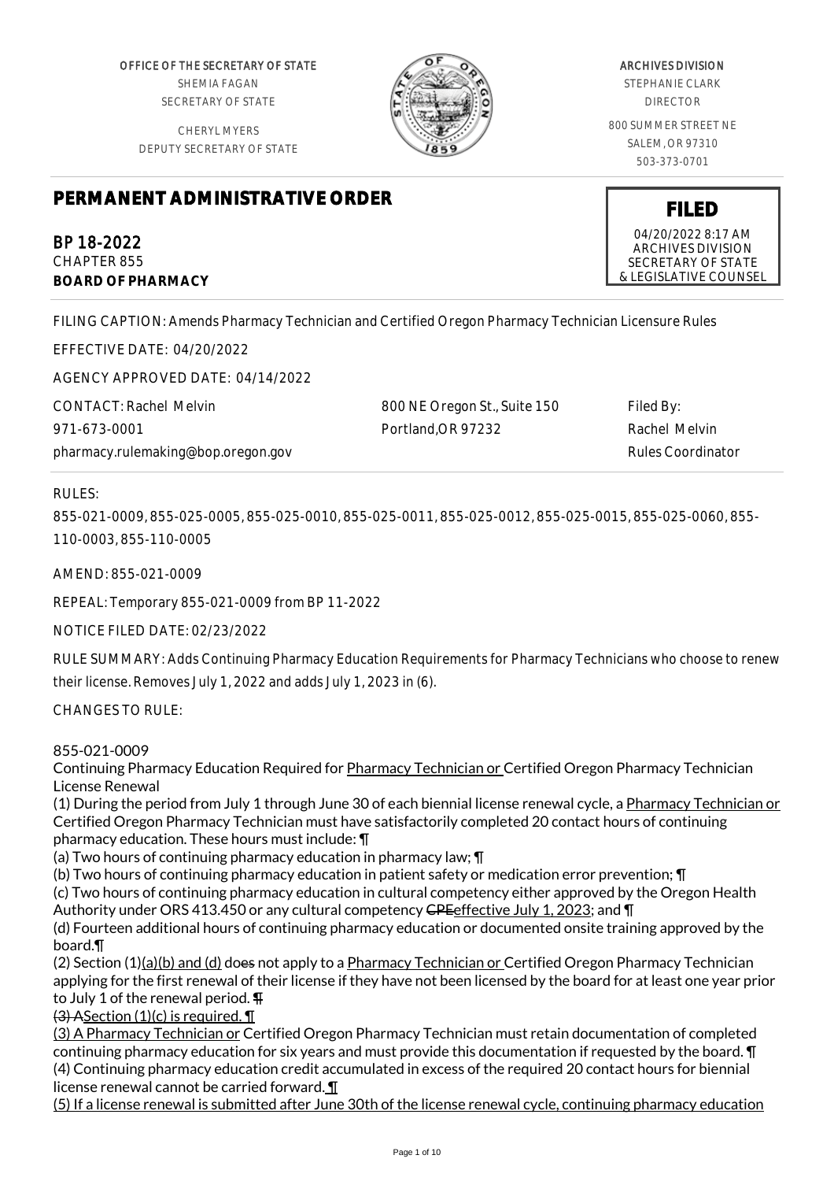OFFICE OF THE SECRETARY OF STATE
SHEMIA FAGAN
SECRETARY OF STATE

CHERYL MYERS
DEPUTY SECRETARY OF STATE

ARCHIVES DIVISION
STEPHANIE CLARK
DIRECTOR

800 SUMMER STREET NE
SALEM, OR 97310
503-373-0701

# PERMANENT ADMINISTRATIVE ORDER

**FILED**
04/20/2022 8:17 AM
ARCHIVES DIVISION
SECRETARY OF STATE
& LEGISLATIVE COUNSEL

## BP 18-2022
CHAPTER 855
**BOARD OF PHARMACY**

FILING CAPTION: Amends Pharmacy Technician and Certified Oregon Pharmacy Technician Licensure Rules

EFFECTIVE DATE: 04/20/2022

AGENCY APPROVED DATE: 04/14/2022

CONTACT: Rachel Melvin
971-673-0001
pharmacy.rulemaking@bop.oregon.gov

800 NE Oregon St., Suite 150
Portland,OR 97232

Filed By:
Rachel Melvin
Rules Coordinator

RULES:

855-021-0009, 855-025-0005, 855-025-0010, 855-025-0011, 855-025-0012, 855-025-0015, 855-025-0060, 855-110-0003, 855-110-0005

AMEND: 855-021-0009

REPEAL: Temporary 855-021-0009 from BP 11-2022

NOTICE FILED DATE: 02/23/2022

RULE SUMMARY: Adds Continuing Pharmacy Education Requirements for Pharmacy Technicians who choose to renew their license. Removes July 1, 2022 and adds July 1, 2023 in (6).

CHANGES TO RULE:

855-021-0009
Continuing Pharmacy Education Required for Pharmacy Technician or Certified Oregon Pharmacy Technician License Renewal

(1) During the period from July 1 through June 30 of each biennial license renewal cycle, a Pharmacy Technician or Certified Oregon Pharmacy Technician must have satisfactorily completed 20 contact hours of continuing pharmacy education. These hours must include: ¶

(a) Two hours of continuing pharmacy education in pharmacy law; ¶

(b) Two hours of continuing pharmacy education in patient safety or medication error prevention; ¶

(c) Two hours of continuing pharmacy education in cultural competency either approved by the Oregon Health Authority under ORS 413.450 or any cultural competency ~~CPE~~effective July 1, 2023; and ¶

(d) Fourteen additional hours of continuing pharmacy education or documented onsite training approved by the board.¶

(2) Section (1)(a)(b) and (d) do~~es~~ not apply to a Pharmacy Technician or Certified Oregon Pharmacy Technician applying for the first renewal of their license if they have not been licensed by the board for at least one year prior to July 1 of the renewal period. ~~¶~~

~~(3) A~~Section (1)(c) is required. ¶

(3) A Pharmacy Technician or Certified Oregon Pharmacy Technician must retain documentation of completed continuing pharmacy education for six years and must provide this documentation if requested by the board. ¶

(4) Continuing pharmacy education credit accumulated in excess of the required 20 contact hours for biennial license renewal cannot be carried forward. ¶

(5) If a license renewal is submitted after June 30th of the license renewal cycle, continuing pharmacy education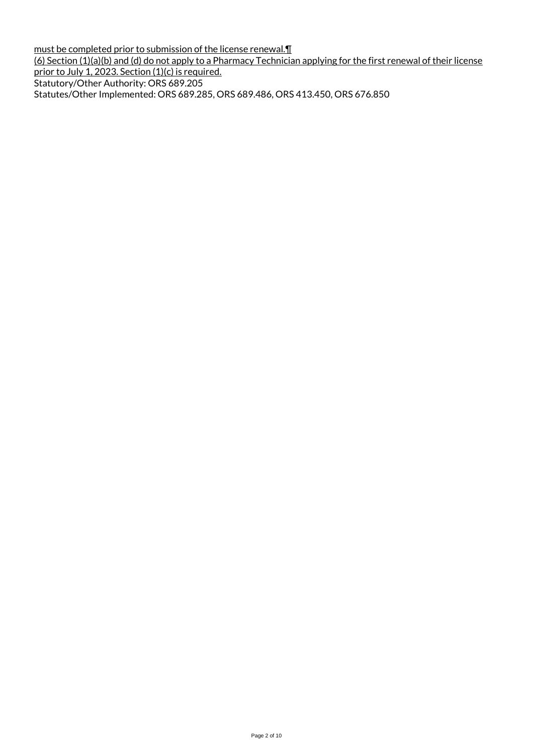must be completed prior to submission of the license renewal.¶

(6) Section (1)(a)(b) and (d) do not apply to a Pharmacy Technician applying for the first renewal of their license prior to July 1, 2023. Section (1)(c) is required.

Statutory/Other Authority: ORS 689.205

Statutes/Other Implemented: ORS 689.285, ORS 689.486, ORS 413.450, ORS 676.850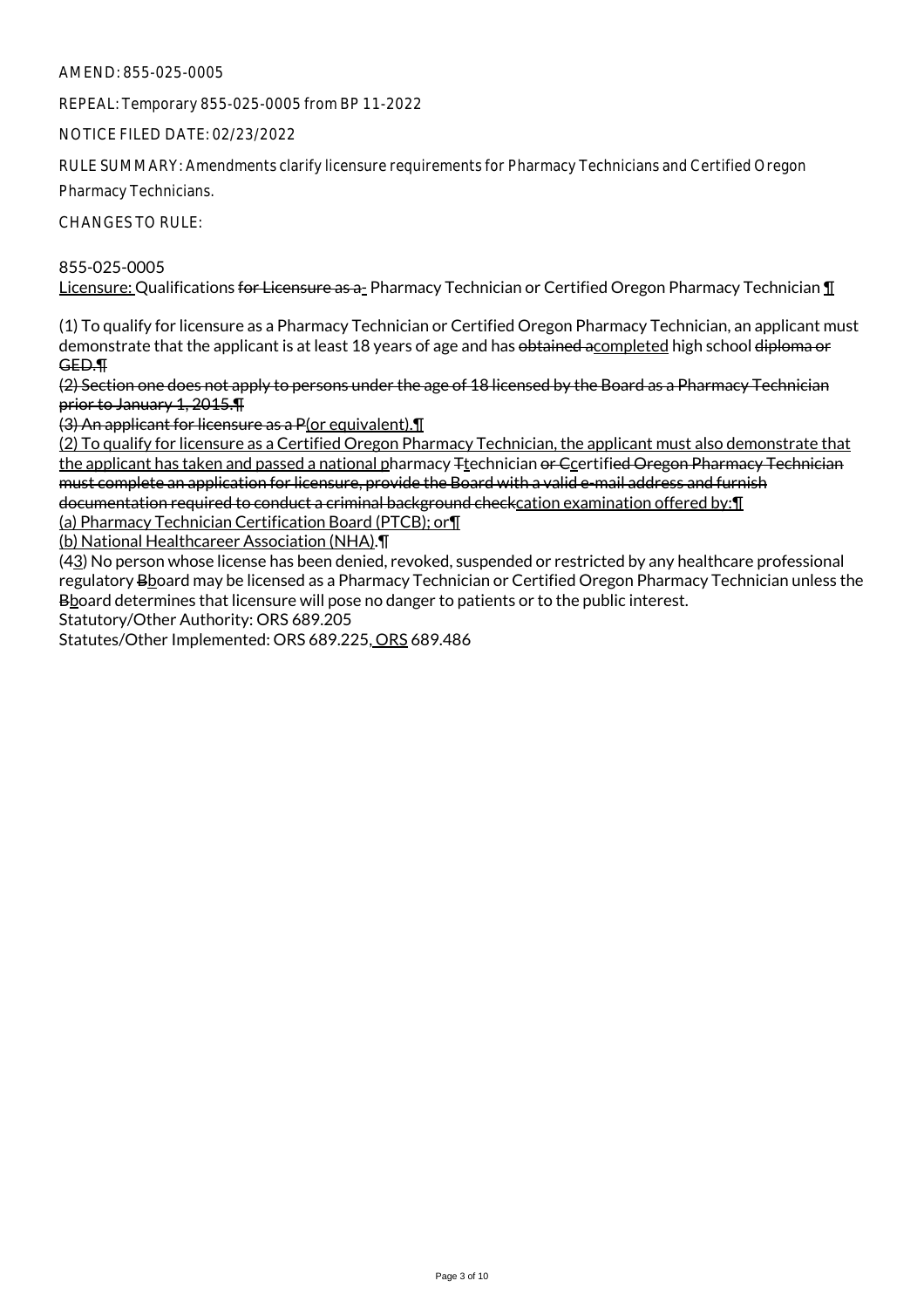AMEND: 855-025-0005

REPEAL: Temporary 855-025-0005 from BP 11-2022

NOTICE FILED DATE: 02/23/2022

RULE SUMMARY: Amendments clarify licensure requirements for Pharmacy Technicians and Certified Oregon Pharmacy Technicians.

CHANGES TO RULE:

855-025-0005

<u>Licensure: </u>Qualifications ~~for Licensure as a~~<u>-</u> Pharmacy Technician or Certified Oregon Pharmacy Technician <u>¶</u>

(1) To qualify for licensure as a Pharmacy Technician or Certified Oregon Pharmacy Technician, an applicant must demonstrate that the applicant is at least 18 years of age and has ~~obtained a~~<u>completed</u> high school ~~diploma or GED.¶~~

~~(2) Section one does not apply to persons under the age of 18 licensed by the Board as a Pharmacy Technician prior to January 1, 2015.¶~~

~~(3) An applicant for licensure as a P~~<u>(or equivalent).¶</u>

<u>(2) To qualify for licensure as a Certified Oregon Pharmacy Technician, the applicant must also demonstrate that the applicant has taken and passed a national p</u>harmacy ~~T~~<u>t</u>echnician ~~or C~~<u>c</u>ertifi~~ed Oregon Pharmacy Technician must complete an application for licensure, provide the Board with a valid e-mail address and furnish documentation required to conduct a criminal background check~~<u>cation examination offered by:¶</u>

<u>(a) Pharmacy Technician Certification Board (PTCB); or¶</u>

<u>(b) National Healthcareer Association (NHA).¶</u>

(~~4~~<u>3</u>) No person whose license has been denied, revoked, suspended or restricted by any healthcare professional regulatory ~~B~~<u>b</u>oard may be licensed as a Pharmacy Technician or Certified Oregon Pharmacy Technician unless the ~~B~~<u>b</u>oard determines that licensure will pose no danger to patients or to the public interest.

Statutory/Other Authority: ORS 689.205

Statutes/Other Implemented: ORS 689.225<u>, ORS</u> 689.486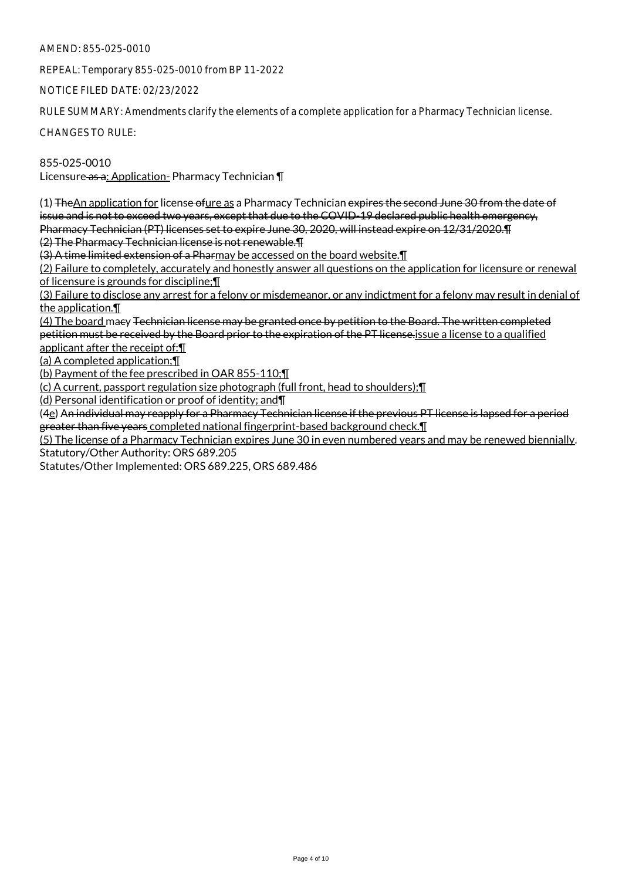AMEND: 855-025-0010

REPEAL: Temporary 855-025-0010 from BP 11-2022

NOTICE FILED DATE: 02/23/2022

RULE SUMMARY: Amendments clarify the elements of a complete application for a Pharmacy Technician license.

CHANGES TO RULE:

855-025-0010
Licensure ~~as a~~: Application- Pharmacy Technician ¶

(1) ~~The~~An application for license ~~of~~ure as a Pharmacy Technician ~~expires the second June 30 from the date of issue and is not to exceed two years, except that due to the COVID-19 declared public health emergency, Pharmacy Technician (PT) licenses set to expire June 30, 2020, will instead expire on 12/31/2020.¶~~
~~(2) The Pharmacy Technician license is not renewable.¶~~
~~(3) A time limited extension of a Phar~~may be accessed on the board website.¶
(2) Failure to completely, accurately and honestly answer all questions on the application for licensure or renewal of licensure is grounds for discipline;¶
(3) Failure to disclose any arrest for a felony or misdemeanor, or any indictment for a felony may result in denial of the application.¶
(4) The board ma~~cy Technician license may be granted once by petition to the Board. The written completed petition must be received by the Board prior to the expiration of the PT license.~~issue a license to a qualified applicant after the receipt of:¶
(a) A completed application;¶
(b) Payment of the fee prescribed in OAR 855-110;¶
(c) A current, passport regulation size photograph (full front, head to shoulders);¶
(d) Personal identification or proof of identity; and¶
(~~4~~e) ~~An individual may reapply for a Pharmacy Technician license if the previous PT license is lapsed for a period greater than five years~~ completed national fingerprint-based background check.¶
(5) The license of a Pharmacy Technician expires June 30 in even numbered years and may be renewed biennially.
Statutory/Other Authority: ORS 689.205
Statutes/Other Implemented: ORS 689.225, ORS 689.486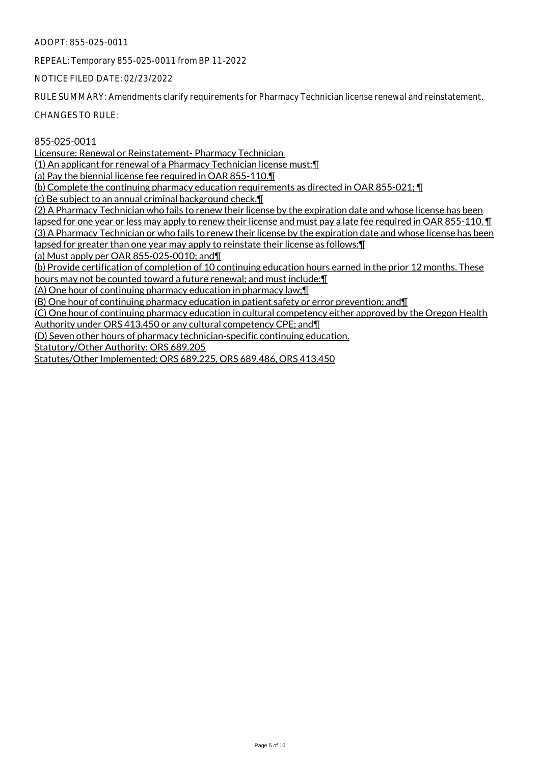ADOPT: 855-025-0011

REPEAL: Temporary 855-025-0011 from BP 11-2022

NOTICE FILED DATE: 02/23/2022

RULE SUMMARY: Amendments clarify requirements for Pharmacy Technician license renewal and reinstatement.

CHANGES TO RULE:

855-025-0011

Licensure: Renewal or Reinstatement- Pharmacy Technician

(1) An applicant for renewal of a Pharmacy Technician license must:¶

(a) Pay the biennial license fee required in OAR 855-110.¶

(b) Complete the continuing pharmacy education requirements as directed in OAR 855-021; ¶

(c) Be subject to an annual criminal background check.¶

(2) A Pharmacy Technician who fails to renew their license by the expiration date and whose license has been lapsed for one year or less may apply to renew their license and must pay a late fee required in OAR 855-110. ¶

(3) A Pharmacy Technician or who fails to renew their license by the expiration date and whose license has been lapsed for greater than one year may apply to reinstate their license as follows:¶

(a) Must apply per OAR 855-025-0010; and¶

(b) Provide certification of completion of 10 continuing education hours earned in the prior 12 months. These hours may not be counted toward a future renewal; and must include:¶

(A) One hour of continuing pharmacy education in pharmacy law;¶

(B) One hour of continuing pharmacy education in patient safety or error prevention; and¶

(C) One hour of continuing pharmacy education in cultural competency either approved by the Oregon Health Authority under ORS 413.450 or any cultural competency CPE; and¶

(D) Seven other hours of pharmacy technician-specific continuing education.

Statutory/Other Authority: ORS 689.205

Statutes/Other Implemented: ORS 689.225, ORS 689.486, ORS 413.450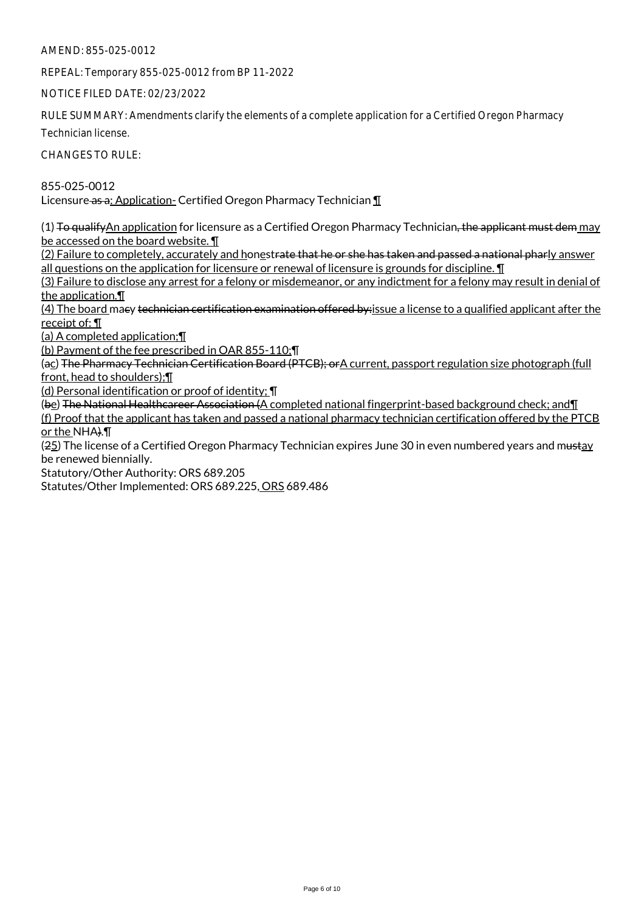AMEND: 855-025-0012

REPEAL: Temporary 855-025-0012 from BP 11-2022

NOTICE FILED DATE: 02/23/2022

RULE SUMMARY: Amendments clarify the elements of a complete application for a Certified Oregon Pharmacy Technician license.

CHANGES TO RULE:

855-025-0012
Licensure as a: Application- Certified Oregon Pharmacy Technician ¶

(1) To qualifyAn application for licensure as a Certified Oregon Pharmacy Technician, the applicant must dem may be accessed on the board website. ¶
(2) Failure to completely, accurately and honestrate that he or she has taken and passed a national pharly answer all questions on the application for licensure or renewal of licensure is grounds for discipline. ¶
(3) Failure to disclose any arrest for a felony or misdemeanor, or any indictment for a felony may result in denial of the application.¶
(4) The board macy technician certification examination offered by:issue a license to a qualified applicant after the receipt of: ¶
(a) A completed application;¶
(b) Payment of the fee prescribed in OAR 855-110;¶
(ac) The Pharmacy Technician Certification Board (PTCB); orA current, passport regulation size photograph (full front, head to shoulders);¶
(d) Personal identification or proof of identity; ¶
(be) The National Healthcareer Association (A completed national fingerprint-based background check; and¶
(f) Proof that the applicant has taken and passed a national pharmacy technician certification offered by the PTCB or the NHA).¶
(25) The license of a Certified Oregon Pharmacy Technician expires June 30 in even numbered years and mustay be renewed biennially.
Statutory/Other Authority: ORS 689.205
Statutes/Other Implemented: ORS 689.225, ORS 689.486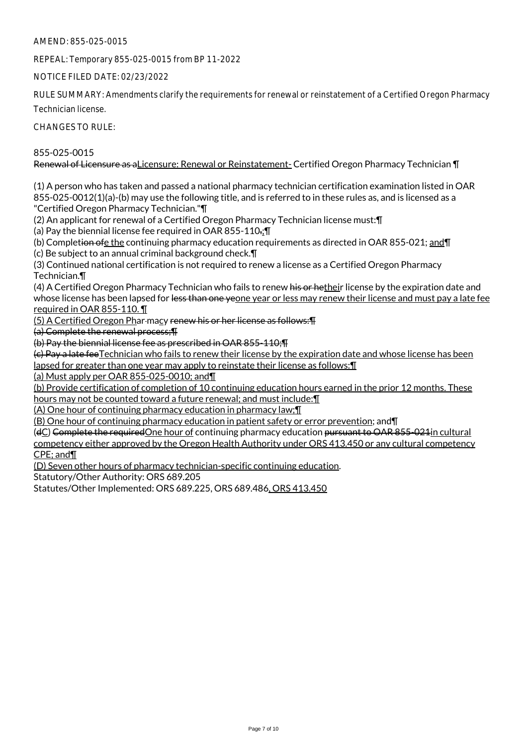AMEND: 855-025-0015

REPEAL: Temporary 855-025-0015 from BP 11-2022

NOTICE FILED DATE: 02/23/2022

RULE SUMMARY: Amendments clarify the requirements for renewal or reinstatement of a Certified Oregon Pharmacy Technician license.

CHANGES TO RULE:

855-025-0015

~~Renewal of Licensure as a~~Licensure: Renewal or Reinstatement- Certified Oregon Pharmacy Technician ¶

(1) A person who has taken and passed a national pharmacy technician certification examination listed in OAR 855-025-0012(1)(a)-(b) may use the following title, and is referred to in these rules as, and is licensed as a "Certified Oregon Pharmacy Technician."¶

(2) An applicant for renewal of a Certified Oregon Pharmacy Technician license must:¶

(a) Pay the biennial license fee required in OAR 855-110~~.~~;¶

(b) Complet~~ion of~~e the continuing pharmacy education requirements as directed in OAR 855-021; and¶

(c) Be subject to an annual criminal background check.¶

(3) Continued national certification is not required to renew a license as a Certified Oregon Pharmacy Technician.¶

(4) A Certified Oregon Pharmacy Technician who fails to renew ~~his or he~~their license by the expiration date and whose license has been lapsed for ~~less than one ye~~one year or less may renew their license and must pay a late fee required in OAR 855-110. ¶

(5) A Certified Oregon Phar~~-~~macy ~~renew his or her license as follows:¶~~

~~(a) Complete the renewal process;¶~~

~~(b) Pay the biennial license fee as prescribed in OAR 855-110;¶~~

~~(c) Pay a late fee~~Technician who fails to renew their license by the expiration date and whose license has been lapsed for greater than one year may apply to reinstate their license as follows:¶

(a) Must apply per OAR 855-025-0010; and¶

(b) Provide certification of completion of 10 continuing education hours earned in the prior 12 months. These hours may not be counted toward a future renewal; and must include:¶

(A) One hour of continuing pharmacy education in pharmacy law;¶

(B) One hour of continuing pharmacy education in patient safety or error prevention; and¶

(~~d~~C) ~~Complete the required~~One hour of continuing pharmacy education ~~pursuant to OAR 855-021~~in cultural competency either approved by the Oregon Health Authority under ORS 413.450 or any cultural competency CPE; and¶

(D) Seven other hours of pharmacy technician-specific continuing education.

Statutory/Other Authority: ORS 689.205

Statutes/Other Implemented: ORS 689.225, ORS 689.486, ORS 413.450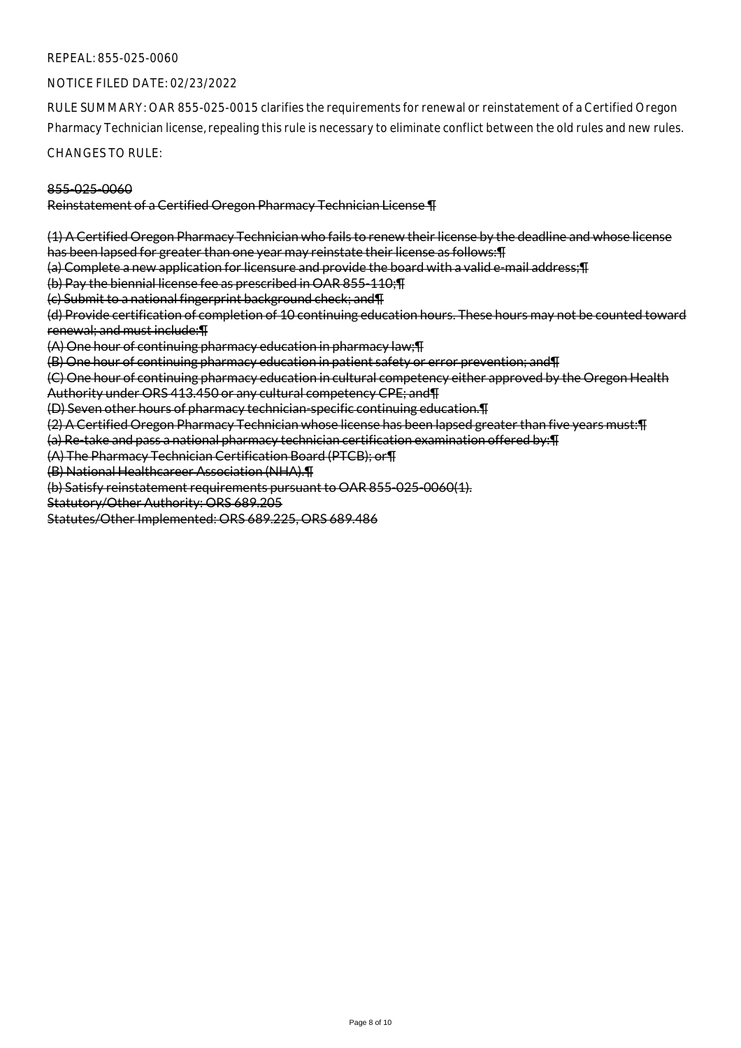REPEAL: 855-025-0060

NOTICE FILED DATE: 02/23/2022

RULE SUMMARY: OAR 855-025-0015 clarifies the requirements for renewal or reinstatement of a Certified Oregon Pharmacy Technician license, repealing this rule is necessary to eliminate conflict between the old rules and new rules.

CHANGES TO RULE:

~~855-025-0060~~

~~Reinstatement of a Certified Oregon Pharmacy Technician License ¶~~

~~(1) A Certified Oregon Pharmacy Technician who fails to renew their license by the deadline and whose license has been lapsed for greater than one year may reinstate their license as follows:¶~~
~~(a) Complete a new application for licensure and provide the board with a valid e-mail address;¶~~
~~(b) Pay the biennial license fee as prescribed in OAR 855-110;¶~~
~~(c) Submit to a national fingerprint background check; and¶~~
~~(d) Provide certification of completion of 10 continuing education hours. These hours may not be counted toward renewal; and must include:¶~~
~~(A) One hour of continuing pharmacy education in pharmacy law;¶~~
~~(B) One hour of continuing pharmacy education in patient safety or error prevention; and¶~~
~~(C) One hour of continuing pharmacy education in cultural competency either approved by the Oregon Health Authority under ORS 413.450 or any cultural competency CPE; and¶~~
~~(D) Seven other hours of pharmacy technician-specific continuing education.¶~~
~~(2) A Certified Oregon Pharmacy Technician whose license has been lapsed greater than five years must:¶~~
~~(a) Re-take and pass a national pharmacy technician certification examination offered by:¶~~
~~(A) The Pharmacy Technician Certification Board (PTCB); or¶~~
~~(B) National Healthcareer Association (NHA).¶~~
~~(b) Satisfy reinstatement requirements pursuant to OAR 855-025-0060(1).~~

~~Statutory/Other Authority: ORS 689.205~~

~~Statutes/Other Implemented: ORS 689.225, ORS 689.486~~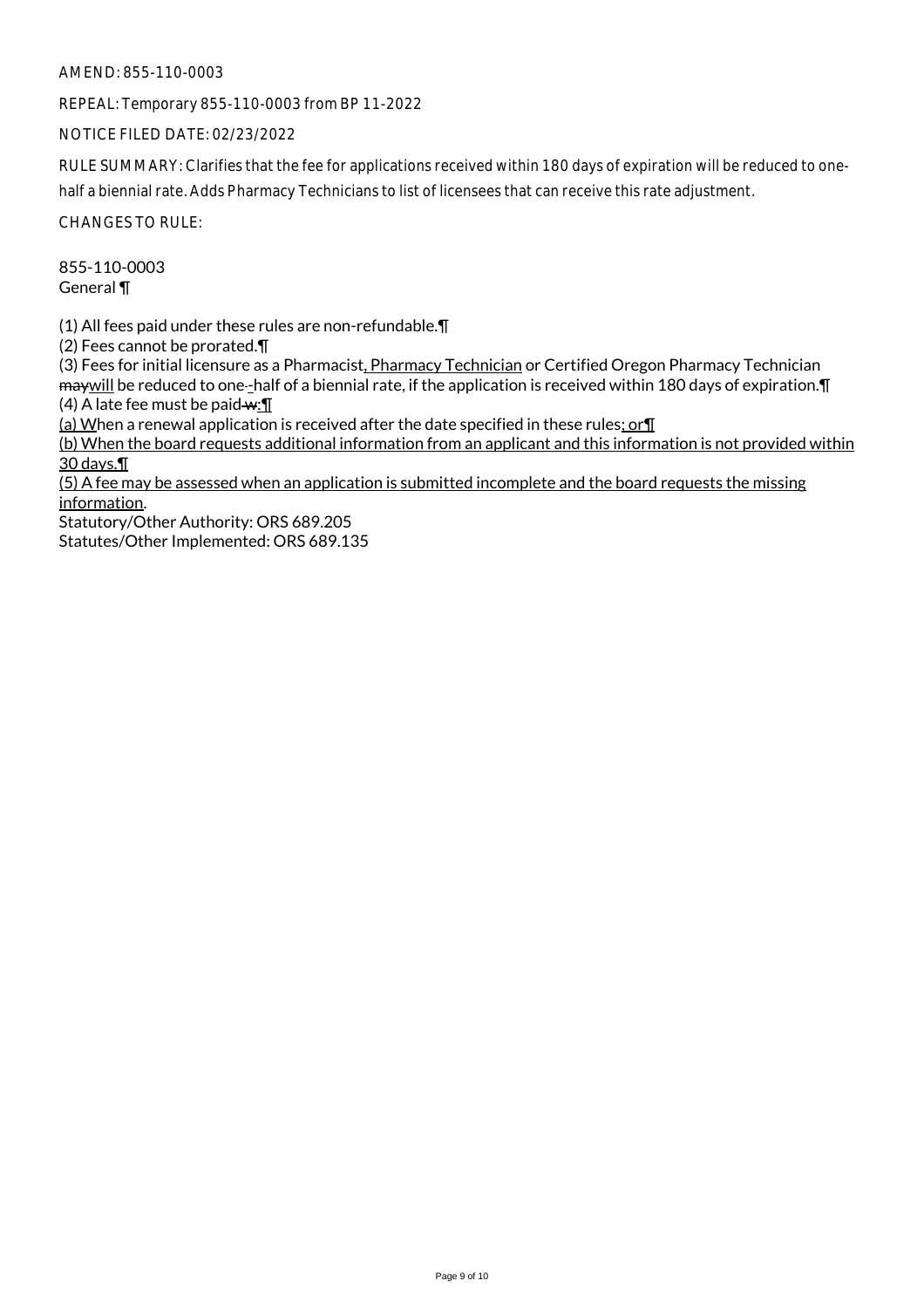AMEND: 855-110-0003

REPEAL: Temporary 855-110-0003 from BP 11-2022

NOTICE FILED DATE: 02/23/2022

RULE SUMMARY: Clarifies that the fee for applications received within 180 days of expiration will be reduced to one-half a biennial rate. Adds Pharmacy Technicians to list of licensees that can receive this rate adjustment.

CHANGES TO RULE:

855-110-0003
General ¶

(1) All fees paid under these rules are non-refundable.¶
(2) Fees cannot be prorated.¶
(3) Fees for initial licensure as a Pharmacist<u>, Pharmacy Technician</u> or Certified Oregon Pharmacy Technician ~~may~~<u>will</u> be reduced to one~~-~~<u>-</u>half of a biennial rate, if the application is received within 180 days of expiration.¶
(4) A late fee must be paid ~~w~~<u>:¶</u>
<u>(a) W</u>hen a renewal application is received after the date specified in these rules<u>; or¶</u>
<u>(b) When the board requests additional information from an applicant and this information is not provided within 30 days.¶</u>
<u>(5) A fee may be assessed when an application is submitted incomplete and the board requests the missing information</u>.
Statutory/Other Authority: ORS 689.205
Statutes/Other Implemented: ORS 689.135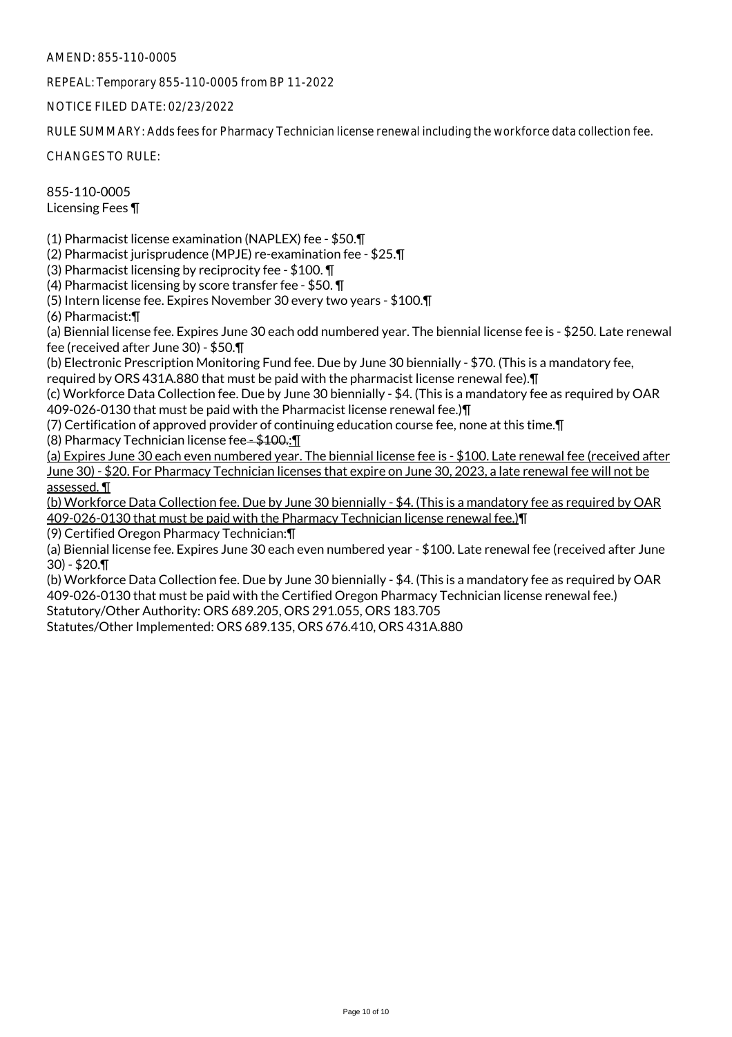AMEND: 855-110-0005

REPEAL: Temporary 855-110-0005 from BP 11-2022

NOTICE FILED DATE: 02/23/2022

RULE SUMMARY: Adds fees for Pharmacy Technician license renewal including the workforce data collection fee.

CHANGES TO RULE:

855-110-0005
Licensing Fees ¶

(1) Pharmacist license examination (NAPLEX) fee - \$50.¶
(2) Pharmacist jurisprudence (MPJE) re-examination fee - \$25.¶
(3) Pharmacist licensing by reciprocity fee - \$100. ¶
(4) Pharmacist licensing by score transfer fee - \$50. ¶
(5) Intern license fee. Expires November 30 every two years - \$100.¶
(6) Pharmacist:¶
(a) Biennial license fee. Expires June 30 each odd numbered year. The biennial license fee is - \$250. Late renewal fee (received after June 30) - \$50.¶
(b) Electronic Prescription Monitoring Fund fee. Due by June 30 biennially - \$70. (This is a mandatory fee, required by ORS 431A.880 that must be paid with the pharmacist license renewal fee).¶
(c) Workforce Data Collection fee. Due by June 30 biennially - \$4. (This is a mandatory fee as required by OAR 409-026-0130 that must be paid with the Pharmacist license renewal fee.)¶
(7) Certification of approved provider of continuing education course fee, none at this time.¶
(8) Pharmacy Technician license fee~~ - \$100.~~:¶
(a) Expires June 30 each even numbered year. The biennial license fee is - \$100. Late renewal fee (received after June 30) - \$20. For Pharmacy Technician licenses that expire on June 30, 2023, a late renewal fee will not be assessed. ¶
(b) Workforce Data Collection fee. Due by June 30 biennially - \$4. (This is a mandatory fee as required by OAR 409-026-0130 that must be paid with the Pharmacy Technician license renewal fee.)¶
(9) Certified Oregon Pharmacy Technician:¶
(a) Biennial license fee. Expires June 30 each even numbered year - \$100. Late renewal fee (received after June 30) - \$20.¶
(b) Workforce Data Collection fee. Due by June 30 biennially - \$4. (This is a mandatory fee as required by OAR 409-026-0130 that must be paid with the Certified Oregon Pharmacy Technician license renewal fee.)
Statutory/Other Authority: ORS 689.205, ORS 291.055, ORS 183.705
Statutes/Other Implemented: ORS 689.135, ORS 676.410, ORS 431A.880